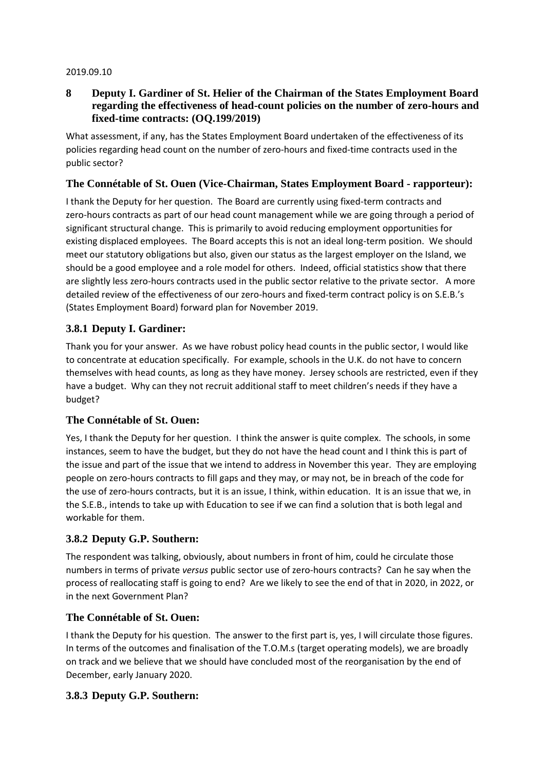2019.09.10

## 8 Deputy I. Gardiner of St. Helier of the Chairman of the States Employment Board regarding the effectiveness of head-count policies on the number of zero-hours and fixed-time contracts: (OQ.199/2019)

What assessment, if any, has the States Employment Board undertaken of the effectiveness of its policies regarding head count on the number of zero-hours and fixed-time contracts used in the public sector?

### The Connétable of St. Ouen (Vice-Chairman, States Employment Board - rapporteur):

I thank the Deputy for her question. The Board are currently using fixed-term contracts and zero-hours contracts as part of our head count management while we are going through a period of significant structural change. This is primarily to avoid reducing employment opportunities for existing displaced employees. The Board accepts this is not an ideal long-term position. We should meet our statutory obligations but also, given our status as the largest employer on the Island, we should be a good employee and a role model for others. Indeed, official statistics show that there are slightly less zero-hours contracts used in the public sector relative to the private sector. A more detailed review of the effectiveness of our zero-hours and fixed-term contract policy is on S.E.B.'s (States Employment Board) forward plan for November 2019.

### 3.8.1 Deputy I. Gardiner:

Thank you for your answer. As we have robust policy head counts in the public sector, I would like to concentrate at education specifically. For example, schools in the U.K. do not have to concern themselves with head counts, as long as they have money. Jersey schools are restricted, even if they have a budget. Why can they not recruit additional staff to meet children's needs if they have a budget?

### The Connétable of St. Ouen:

Yes, I thank the Deputy for her question. I think the answer is quite complex. The schools, in some instances, seem to have the budget, but they do not have the head count and I think this is part of the issue and part of the issue that we intend to address in November this year. They are employing people on zero-hours contracts to fill gaps and they may, or may not, be in breach of the code for the use of zero-hours contracts, but it is an issue, I think, within education. It is an issue that we, in the S.E.B., intends to take up with Education to see if we can find a solution that is both legal and workable for them.

### 3.8.2 Deputy G.P. Southern:

The respondent was talking, obviously, about numbers in front of him, could he circulate those numbers in terms of private *versus* public sector use of zero-hours contracts? Can he say when the process of reallocating staff is going to end? Are we likely to see the end of that in 2020, in 2022, or in the next Government Plan?

### The Connétable of St. Ouen:

I thank the Deputy for his question. The answer to the first part is, yes, I will circulate those figures. In terms of the outcomes and finalisation of the T.O.M.s (target operating models), we are broadly on track and we believe that we should have concluded most of the reorganisation by the end of December, early January 2020.

### 3.8.3 Deputy G.P. Southern: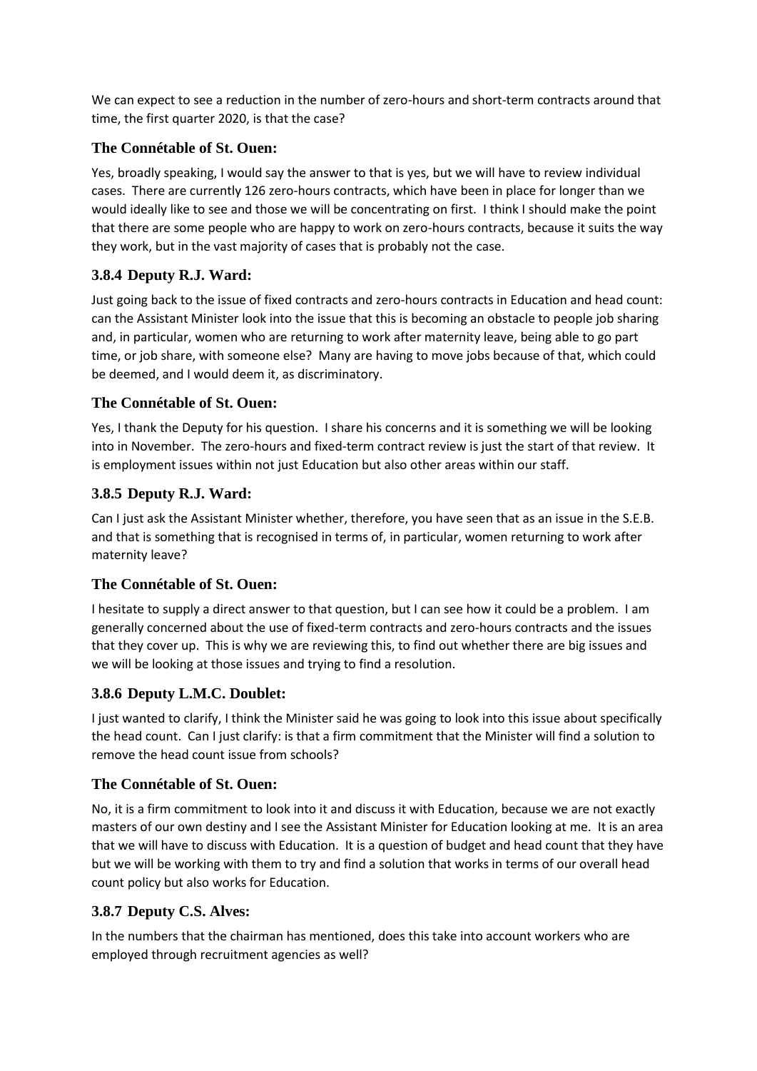We can expect to see a reduction in the number of zero-hours and short-term contracts around that time, the first quarter 2020, is that the case?

### The Connétable of St. Ouen:

Yes, broadly speaking, I would say the answer to that is yes, but we will have to review individual cases. There are currently 126 zero-hours contracts, which have been in place for longer than we would ideally like to see and those we will be concentrating on first. I think I should make the point that there are some people who are happy to work on zero-hours contracts, because it suits the way they work, but in the vast majority of cases that is probably not the case.

### 3.8.4 Deputy R.J. Ward:

Just going back to the issue of fixed contracts and zero-hours contracts in Education and head count: can the Assistant Minister look into the issue that this is becoming an obstacle to people job sharing and, in particular, women who are returning to work after maternity leave, being able to go part time, or job share, with someone else? Many are having to move jobs because of that, which could be deemed, and I would deem it, as discriminatory.

### The Connétable of St. Ouen:

Yes, I thank the Deputy for his question. I share his concerns and it is something we will be looking into in November. The zero-hours and fixed-term contract review is just the start of that review. It is employment issues within not just Education but also other areas within our staff.

### 3.8.5 Deputy R.J. Ward:

Can I just ask the Assistant Minister whether, therefore, you have seen that as an issue in the S.E.B. and that is something that is recognised in terms of, in particular, women returning to work after maternity leave?

### The Connétable of St. Ouen:

I hesitate to supply a direct answer to that question, but I can see how it could be a problem. I am generally concerned about the use of fixed-term contracts and zero-hours contracts and the issues that they cover up. This is why we are reviewing this, to find out whether there are big issues and we will be looking at those issues and trying to find a resolution.

### 3.8.6 Deputy L.M.C. Doublet:

I just wanted to clarify, I think the Minister said he was going to look into this issue about specifically the head count. Can I just clarify: is that a firm commitment that the Minister will find a solution to remove the head count issue from schools?

### The Connétable of St. Ouen:

No, it is a firm commitment to look into it and discuss it with Education, because we are not exactly masters of our own destiny and I see the Assistant Minister for Education looking at me. It is an area that we will have to discuss with Education. It is a question of budget and head count that they have but we will be working with them to try and find a solution that works in terms of our overall head count policy but also works for Education.

### 3.8.7 Deputy C.S. Alves:

In the numbers that the chairman has mentioned, does this take into account workers who are employed through recruitment agencies as well?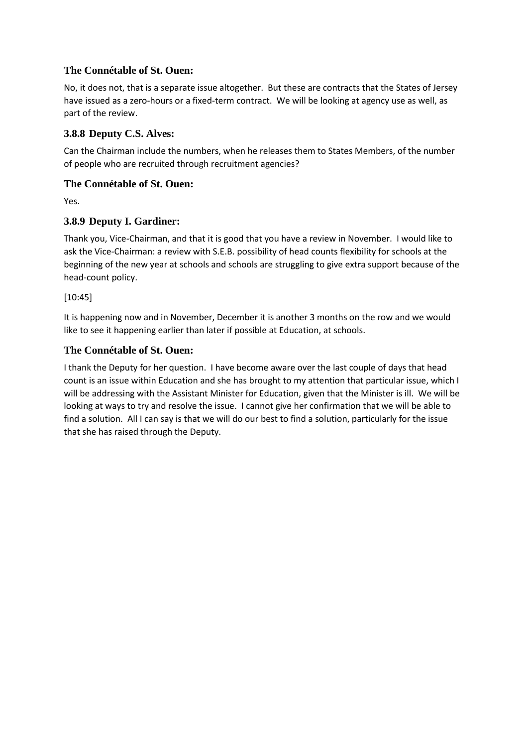### The Connétable of St. Ouen:

No, it does not, that is a separate issue altogether. But these are contracts that the States of Jersey have issued as a zero-hours or a fixed-term contract. We will be looking at agency use as well, as part of the review.

### 3.8.8 Deputy C.S. Alves:

Can the Chairman include the numbers, when he releases them to States Members, of the number of people who are recruited through recruitment agencies?

### The Connétable of St. Ouen:

Yes.

### 3.8.9 Deputy I. Gardiner:

Thank you, Vice-Chairman, and that it is good that you have a review in November. I would like to ask the Vice-Chairman: a review with S.E.B. possibility of head counts flexibility for schools at the beginning of the new year at schools and schools are struggling to give extra support because of the head-count policy.

[10:45]

It is happening now and in November, December it is another 3 months on the row and we would like to see it happening earlier than later if possible at Education, at schools.

### The Connétable of St. Ouen:

I thank the Deputy for her question. I have become aware over the last couple of days that head count is an issue within Education and she has brought to my attention that particular issue, which I will be addressing with the Assistant Minister for Education, given that the Minister is ill. We will be looking at ways to try and resolve the issue. I cannot give her confirmation that we will be able to find a solution. All I can say is that we will do our best to find a solution, particularly for the issue that she has raised through the Deputy.